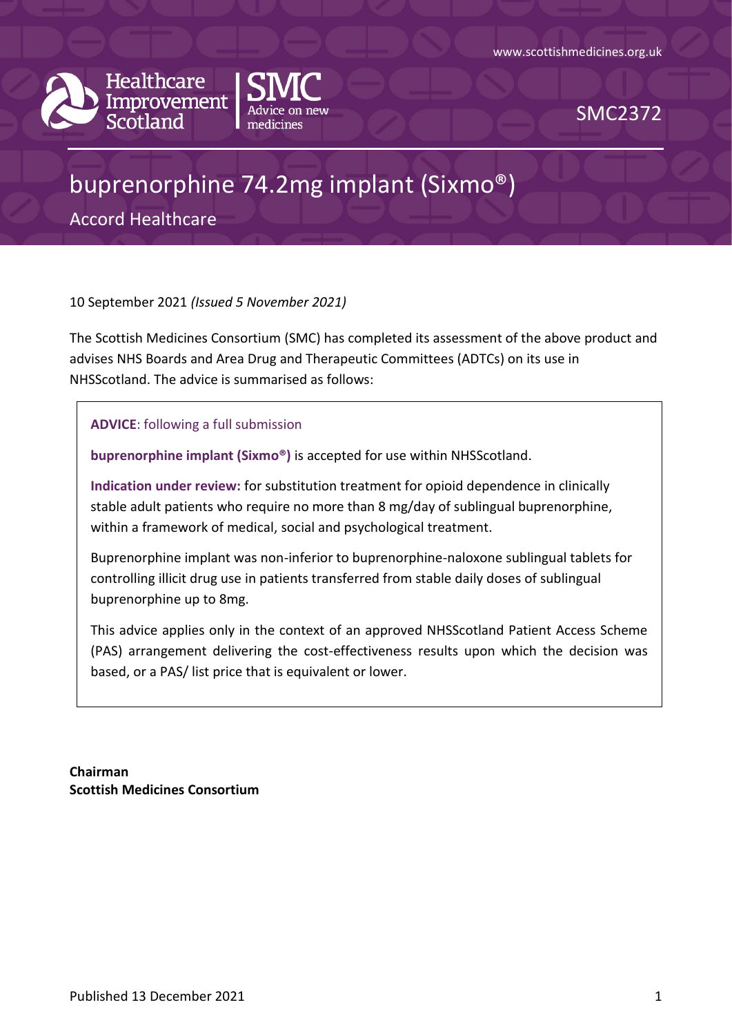www.scottishmedicines.org.uk

Healthcare Improvement Scotland | SMC Advice on new medicines

SMC2372

# buprenorphine 74.2mg implant (Sixmo®)

Accord Healthcare

10 September 2021 *(Issued 5 November 2021)*

The Scottish Medicines Consortium (SMC) has completed its assessment of the above product and advises NHS Boards and Area Drug and Therapeutic Committees (ADTCs) on its use in NHSScotland. The advice is summarised as follows:

**ADVICE**: following a full submission

**buprenorphine implant (Sixmo®)** is accepted for use within NHSScotland.

**Indication under review:** for substitution treatment for opioid dependence in clinically stable adult patients who require no more than 8 mg/day of sublingual buprenorphine, within a framework of medical, social and psychological treatment.

Buprenorphine implant was non-inferior to buprenorphine-naloxone sublingual tablets for controlling illicit drug use in patients transferred from stable daily doses of sublingual buprenorphine up to 8mg.

This advice applies only in the context of an approved NHSScotland Patient Access Scheme (PAS) arrangement delivering the cost-effectiveness results upon which the decision was based, or a PAS/ list price that is equivalent or lower.

**Chairman**
**Scottish Medicines Consortium**

Published 13 December 2021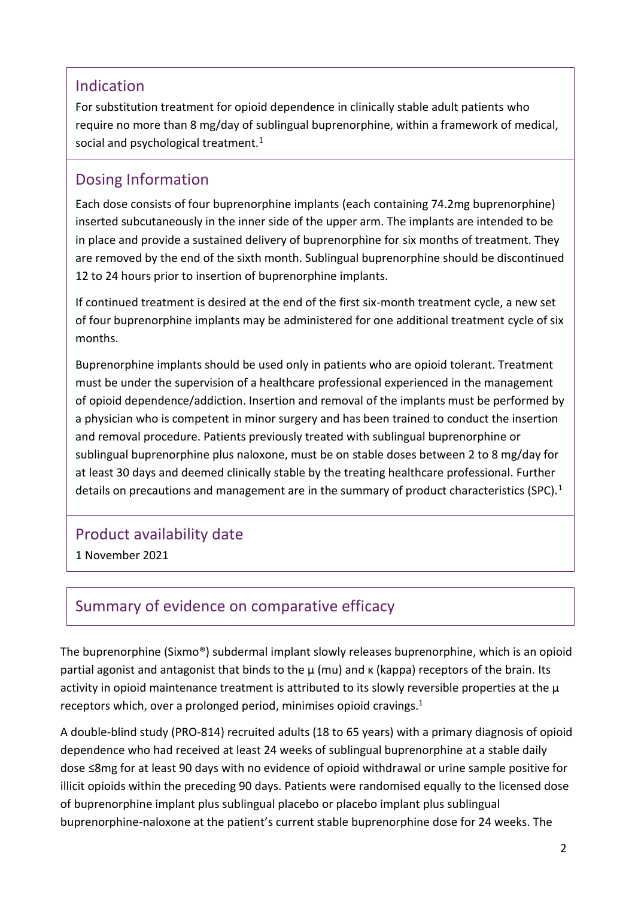## Indication

For substitution treatment for opioid dependence in clinically stable adult patients who require no more than 8 mg/day of sublingual buprenorphine, within a framework of medical, social and psychological treatment.[1]

## Dosing Information

Each dose consists of four buprenorphine implants (each containing 74.2mg buprenorphine) inserted subcutaneously in the inner side of the upper arm. The implants are intended to be in place and provide a sustained delivery of buprenorphine for six months of treatment. They are removed by the end of the sixth month. Sublingual buprenorphine should be discontinued 12 to 24 hours prior to insertion of buprenorphine implants.

If continued treatment is desired at the end of the first six-month treatment cycle, a new set of four buprenorphine implants may be administered for one additional treatment cycle of six months.

Buprenorphine implants should be used only in patients who are opioid tolerant. Treatment must be under the supervision of a healthcare professional experienced in the management of opioid dependence/addiction. Insertion and removal of the implants must be performed by a physician who is competent in minor surgery and has been trained to conduct the insertion and removal procedure. Patients previously treated with sublingual buprenorphine or sublingual buprenorphine plus naloxone, must be on stable doses between 2 to 8 mg/day for at least 30 days and deemed clinically stable by the treating healthcare professional. Further details on precautions and management are in the summary of product characteristics (SPC).[1]

## Product availability date

1 November 2021

## Summary of evidence on comparative efficacy

The buprenorphine (Sixmo®) subdermal implant slowly releases buprenorphine, which is an opioid partial agonist and antagonist that binds to the μ (mu) and κ (kappa) receptors of the brain. Its activity in opioid maintenance treatment is attributed to its slowly reversible properties at the μ receptors which, over a prolonged period, minimises opioid cravings.[1]

A double-blind study (PRO-814) recruited adults (18 to 65 years) with a primary diagnosis of opioid dependence who had received at least 24 weeks of sublingual buprenorphine at a stable daily dose ≤8mg for at least 90 days with no evidence of opioid withdrawal or urine sample positive for illicit opioids within the preceding 90 days. Patients were randomised equally to the licensed dose of buprenorphine implant plus sublingual placebo or placebo implant plus sublingual buprenorphine-naloxone at the patient's current stable buprenorphine dose for 24 weeks. The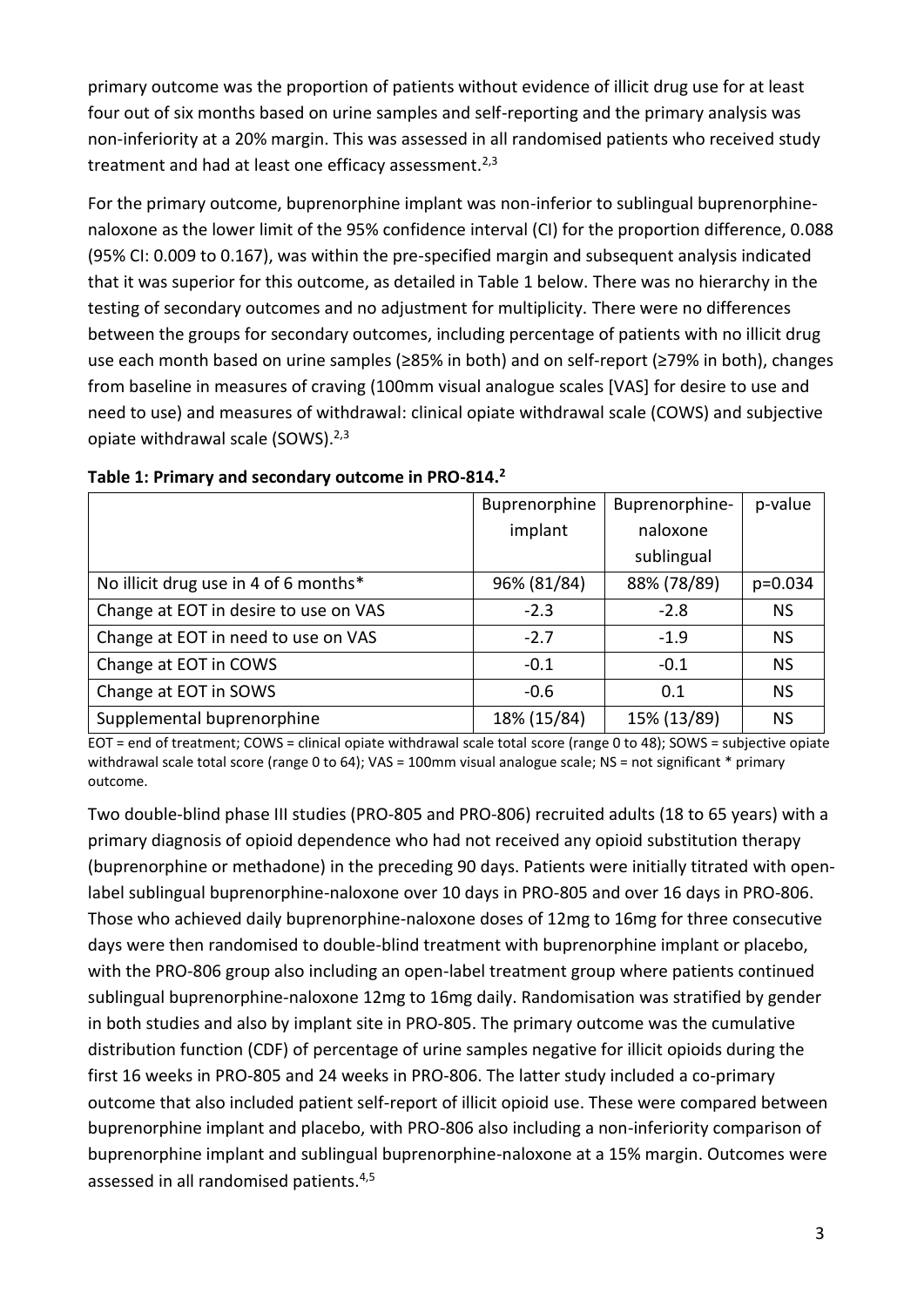primary outcome was the proportion of patients without evidence of illicit drug use for at least four out of six months based on urine samples and self-reporting and the primary analysis was non-inferiority at a 20% margin. This was assessed in all randomised patients who received study treatment and had at least one efficacy assessment.[2,3]

For the primary outcome, buprenorphine implant was non-inferior to sublingual buprenorphine-naloxone as the lower limit of the 95% confidence interval (CI) for the proportion difference, 0.088 (95% CI: 0.009 to 0.167), was within the pre-specified margin and subsequent analysis indicated that it was superior for this outcome, as detailed in Table 1 below. There was no hierarchy in the testing of secondary outcomes and no adjustment for multiplicity. There were no differences between the groups for secondary outcomes, including percentage of patients with no illicit drug use each month based on urine samples (≥85% in both) and on self-report (≥79% in both), changes from baseline in measures of craving (100mm visual analogue scales [VAS] for desire to use and need to use) and measures of withdrawal: clinical opiate withdrawal scale (COWS) and subjective opiate withdrawal scale (SOWS).[2,3]

**Table 1: Primary and secondary outcome in PRO-814.[2]**

| | Buprenorphine implant | Buprenorphine-naloxone sublingual | p-value |
|---|---|---|---|
| No illicit drug use in 4 of 6 months* | 96% (81/84) | 88% (78/89) | p=0.034 |
| Change at EOT in desire to use on VAS | -2.3 | -2.8 | NS |
| Change at EOT in need to use on VAS | -2.7 | -1.9 | NS |
| Change at EOT in COWS | -0.1 | -0.1 | NS |
| Change at EOT in SOWS | -0.6 | 0.1 | NS |
| Supplemental buprenorphine | 18% (15/84) | 15% (13/89) | NS |

EOT = end of treatment; COWS = clinical opiate withdrawal scale total score (range 0 to 48); SOWS = subjective opiate withdrawal scale total score (range 0 to 64); VAS = 100mm visual analogue scale; NS = not significant * primary outcome.

Two double-blind phase III studies (PRO-805 and PRO-806) recruited adults (18 to 65 years) with a primary diagnosis of opioid dependence who had not received any opioid substitution therapy (buprenorphine or methadone) in the preceding 90 days. Patients were initially titrated with open-label sublingual buprenorphine-naloxone over 10 days in PRO-805 and over 16 days in PRO-806. Those who achieved daily buprenorphine-naloxone doses of 12mg to 16mg for three consecutive days were then randomised to double-blind treatment with buprenorphine implant or placebo, with the PRO-806 group also including an open-label treatment group where patients continued sublingual buprenorphine-naloxone 12mg to 16mg daily. Randomisation was stratified by gender in both studies and also by implant site in PRO-805. The primary outcome was the cumulative distribution function (CDF) of percentage of urine samples negative for illicit opioids during the first 16 weeks in PRO-805 and 24 weeks in PRO-806. The latter study included a co-primary outcome that also included patient self-report of illicit opioid use. These were compared between buprenorphine implant and placebo, with PRO-806 also including a non-inferiority comparison of buprenorphine implant and sublingual buprenorphine-naloxone at a 15% margin. Outcomes were assessed in all randomised patients.[4,5]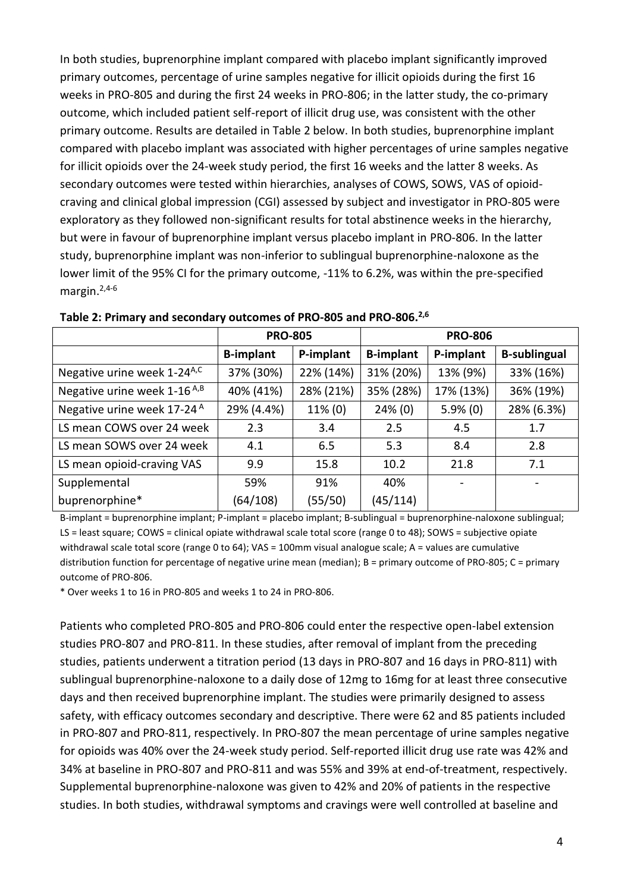In both studies, buprenorphine implant compared with placebo implant significantly improved primary outcomes, percentage of urine samples negative for illicit opioids during the first 16 weeks in PRO-805 and during the first 24 weeks in PRO-806; in the latter study, the co-primary outcome, which included patient self-report of illicit drug use, was consistent with the other primary outcome. Results are detailed in Table 2 below. In both studies, buprenorphine implant compared with placebo implant was associated with higher percentages of urine samples negative for illicit opioids over the 24-week study period, the first 16 weeks and the latter 8 weeks. As secondary outcomes were tested within hierarchies, analyses of COWS, SOWS, VAS of opioid-craving and clinical global impression (CGI) assessed by subject and investigator in PRO-805 were exploratory as they followed non-significant results for total abstinence weeks in the hierarchy, but were in favour of buprenorphine implant versus placebo implant in PRO-806. In the latter study, buprenorphine implant was non-inferior to sublingual buprenorphine-naloxone as the lower limit of the 95% CI for the primary outcome, -11% to 6.2%, was within the pre-specified margin.[2,4-6]

**Table 2: Primary and secondary outcomes of PRO-805 and PRO-806.[2,6]**

| | PRO-805 | | PRO-806 | | |
|---|---|---|---|---|---|
| | **B-implant** | **P-implant** | **B-implant** | **P-implant** | **B-sublingual** |
| Negative urine week 1-24[A,C] | 37% (30%) | 22% (14%) | 31% (20%) | 13% (9%) | 33% (16%) |
| Negative urine week 1-16[A,B] | 40% (41%) | 28% (21%) | 35% (28%) | 17% (13%) | 36% (19%) |
| Negative urine week 17-24[A] | 29% (4.4%) | 11% (0) | 24% (0) | 5.9% (0) | 28% (6.3%) |
| LS mean COWS over 24 week | 2.3 | 3.4 | 2.5 | 4.5 | 1.7 |
| LS mean SOWS over 24 week | 4.1 | 6.5 | 5.3 | 8.4 | 2.8 |
| LS mean opioid-craving VAS | 9.9 | 15.8 | 10.2 | 21.8 | 7.1 |
| Supplemental buprenorphine* | 59% (64/108) | 91% (55/50) | 40% (45/114) | - | - |

B-implant = buprenorphine implant; P-implant = placebo implant; B-sublingual = buprenorphine-naloxone sublingual; LS = least square; COWS = clinical opiate withdrawal scale total score (range 0 to 48); SOWS = subjective opiate withdrawal scale total score (range 0 to 64); VAS = 100mm visual analogue scale; A = values are cumulative distribution function for percentage of negative urine mean (median); B = primary outcome of PRO-805; C = primary outcome of PRO-806.

* Over weeks 1 to 16 in PRO-805 and weeks 1 to 24 in PRO-806.

Patients who completed PRO-805 and PRO-806 could enter the respective open-label extension studies PRO-807 and PRO-811. In these studies, after removal of implant from the preceding studies, patients underwent a titration period (13 days in PRO-807 and 16 days in PRO-811) with sublingual buprenorphine-naloxone to a daily dose of 12mg to 16mg for at least three consecutive days and then received buprenorphine implant. The studies were primarily designed to assess safety, with efficacy outcomes secondary and descriptive. There were 62 and 85 patients included in PRO-807 and PRO-811, respectively. In PRO-807 the mean percentage of urine samples negative for opioids was 40% over the 24-week study period. Self-reported illicit drug use rate was 42% and 34% at baseline in PRO-807 and PRO-811 and was 55% and 39% at end-of-treatment, respectively. Supplemental buprenorphine-naloxone was given to 42% and 20% of patients in the respective studies. In both studies, withdrawal symptoms and cravings were well controlled at baseline and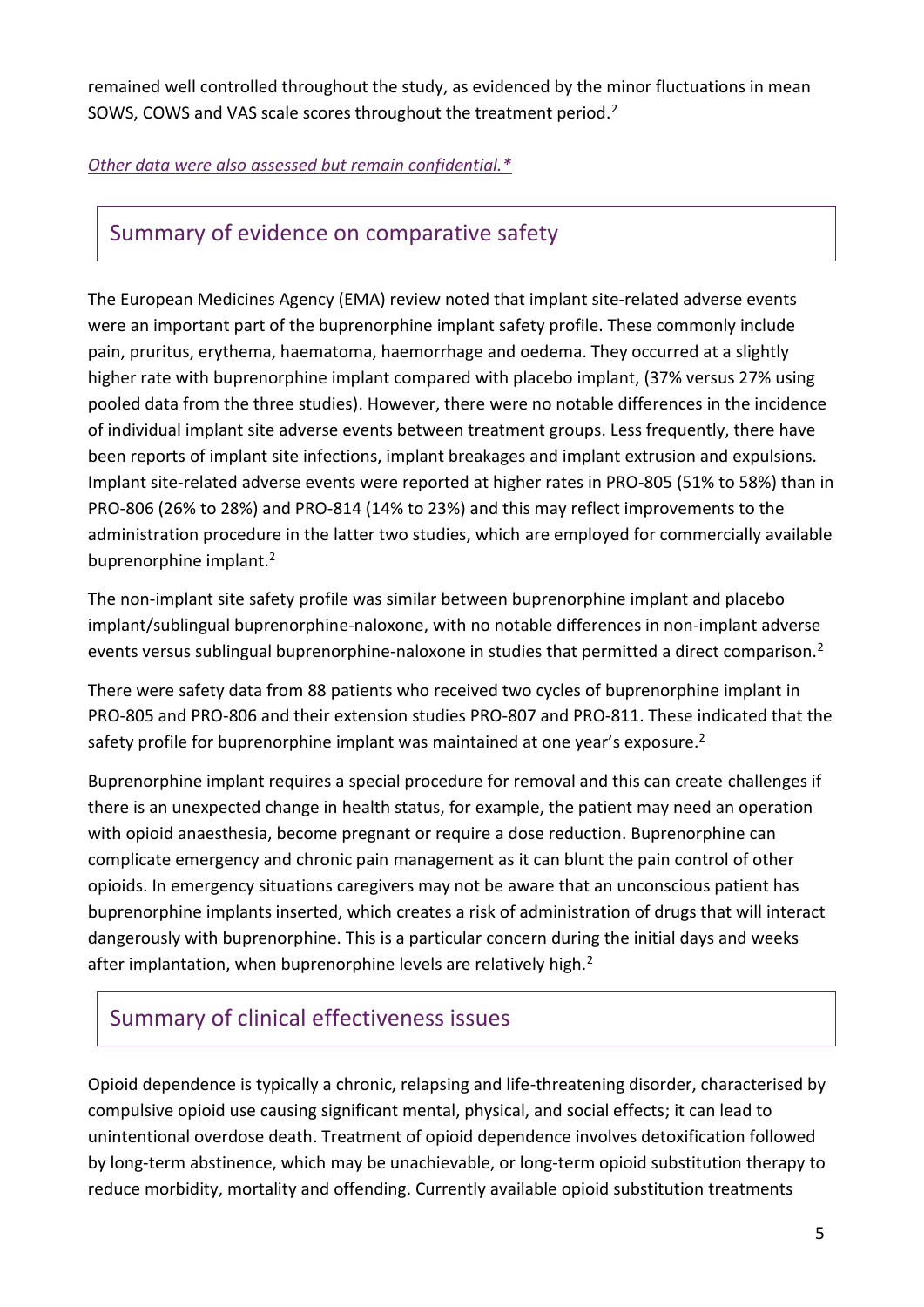remained well controlled throughout the study, as evidenced by the minor fluctuations in mean SOWS, COWS and VAS scale scores throughout the treatment period.[2]

*Other data were also assessed but remain confidential.**

## Summary of evidence on comparative safety

The European Medicines Agency (EMA) review noted that implant site-related adverse events were an important part of the buprenorphine implant safety profile. These commonly include pain, pruritus, erythema, haematoma, haemorrhage and oedema. They occurred at a slightly higher rate with buprenorphine implant compared with placebo implant, (37% versus 27% using pooled data from the three studies). However, there were no notable differences in the incidence of individual implant site adverse events between treatment groups. Less frequently, there have been reports of implant site infections, implant breakages and implant extrusion and expulsions. Implant site-related adverse events were reported at higher rates in PRO-805 (51% to 58%) than in PRO-806 (26% to 28%) and PRO-814 (14% to 23%) and this may reflect improvements to the administration procedure in the latter two studies, which are employed for commercially available buprenorphine implant.[2]

The non-implant site safety profile was similar between buprenorphine implant and placebo implant/sublingual buprenorphine-naloxone, with no notable differences in non-implant adverse events versus sublingual buprenorphine-naloxone in studies that permitted a direct comparison.[2]

There were safety data from 88 patients who received two cycles of buprenorphine implant in PRO-805 and PRO-806 and their extension studies PRO-807 and PRO-811. These indicated that the safety profile for buprenorphine implant was maintained at one year's exposure.[2]

Buprenorphine implant requires a special procedure for removal and this can create challenges if there is an unexpected change in health status, for example, the patient may need an operation with opioid anaesthesia, become pregnant or require a dose reduction. Buprenorphine can complicate emergency and chronic pain management as it can blunt the pain control of other opioids. In emergency situations caregivers may not be aware that an unconscious patient has buprenorphine implants inserted, which creates a risk of administration of drugs that will interact dangerously with buprenorphine. This is a particular concern during the initial days and weeks after implantation, when buprenorphine levels are relatively high.[2]

## Summary of clinical effectiveness issues

Opioid dependence is typically a chronic, relapsing and life-threatening disorder, characterised by compulsive opioid use causing significant mental, physical, and social effects; it can lead to unintentional overdose death. Treatment of opioid dependence involves detoxification followed by long-term abstinence, which may be unachievable, or long-term opioid substitution therapy to reduce morbidity, mortality and offending. Currently available opioid substitution treatments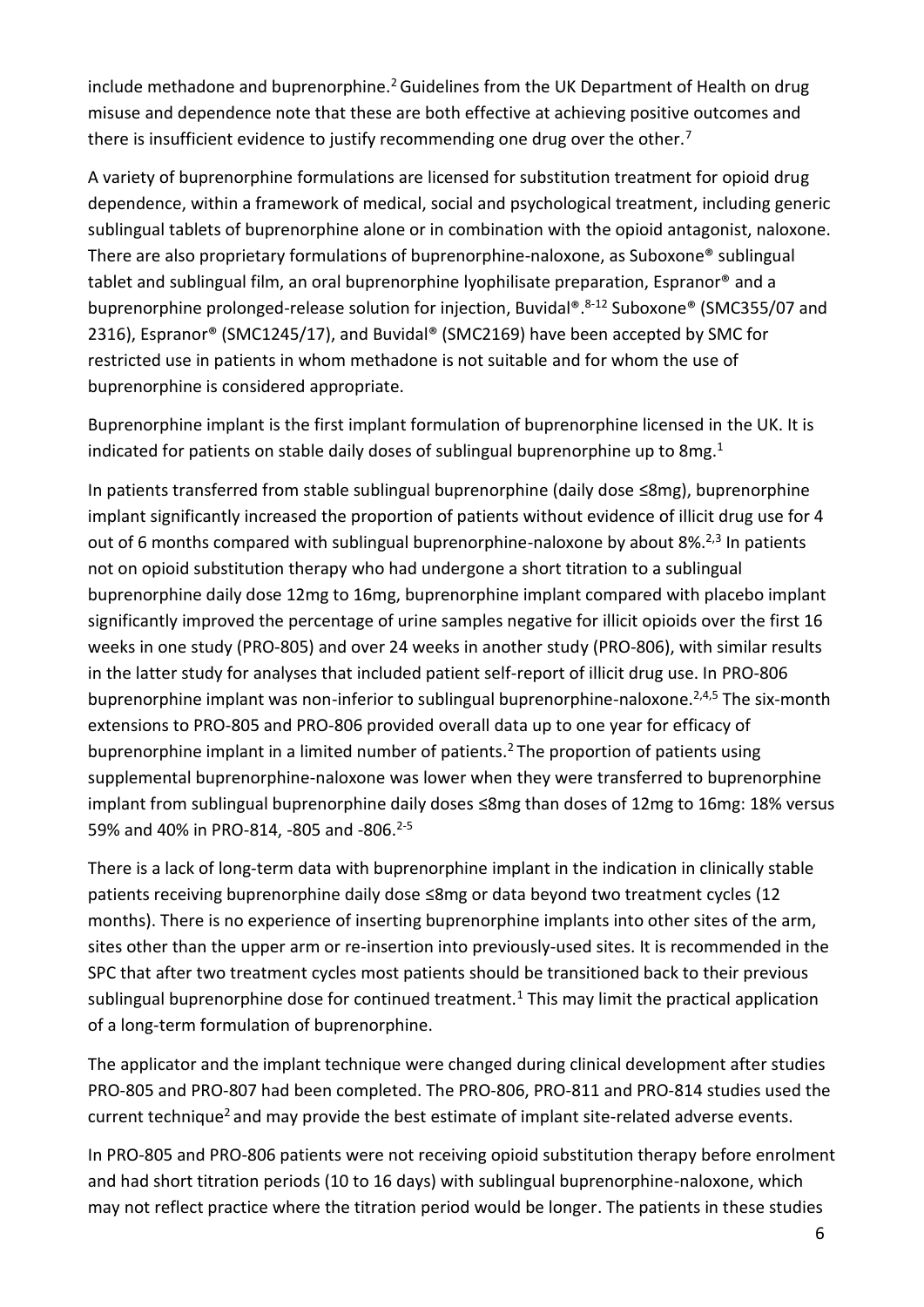include methadone and buprenorphine.[2] Guidelines from the UK Department of Health on drug misuse and dependence note that these are both effective at achieving positive outcomes and there is insufficient evidence to justify recommending one drug over the other.[7]

A variety of buprenorphine formulations are licensed for substitution treatment for opioid drug dependence, within a framework of medical, social and psychological treatment, including generic sublingual tablets of buprenorphine alone or in combination with the opioid antagonist, naloxone. There are also proprietary formulations of buprenorphine-naloxone, as Suboxone® sublingual tablet and sublingual film, an oral buprenorphine lyophilisate preparation, Espranor® and a buprenorphine prolonged-release solution for injection, Buvidal®.[8-12] Suboxone® (SMC355/07 and 2316), Espranor® (SMC1245/17), and Buvidal® (SMC2169) have been accepted by SMC for restricted use in patients in whom methadone is not suitable and for whom the use of buprenorphine is considered appropriate.

Buprenorphine implant is the first implant formulation of buprenorphine licensed in the UK. It is indicated for patients on stable daily doses of sublingual buprenorphine up to 8mg.[1]

In patients transferred from stable sublingual buprenorphine (daily dose ≤8mg), buprenorphine implant significantly increased the proportion of patients without evidence of illicit drug use for 4 out of 6 months compared with sublingual buprenorphine-naloxone by about 8%.[2,3] In patients not on opioid substitution therapy who had undergone a short titration to a sublingual buprenorphine daily dose 12mg to 16mg, buprenorphine implant compared with placebo implant significantly improved the percentage of urine samples negative for illicit opioids over the first 16 weeks in one study (PRO-805) and over 24 weeks in another study (PRO-806), with similar results in the latter study for analyses that included patient self-report of illicit drug use. In PRO-806 buprenorphine implant was non-inferior to sublingual buprenorphine-naloxone.[2,4,5] The six-month extensions to PRO-805 and PRO-806 provided overall data up to one year for efficacy of buprenorphine implant in a limited number of patients.[2] The proportion of patients using supplemental buprenorphine-naloxone was lower when they were transferred to buprenorphine implant from sublingual buprenorphine daily doses ≤8mg than doses of 12mg to 16mg: 18% versus 59% and 40% in PRO-814, -805 and -806.[2-5]

There is a lack of long-term data with buprenorphine implant in the indication in clinically stable patients receiving buprenorphine daily dose ≤8mg or data beyond two treatment cycles (12 months). There is no experience of inserting buprenorphine implants into other sites of the arm, sites other than the upper arm or re-insertion into previously-used sites. It is recommended in the SPC that after two treatment cycles most patients should be transitioned back to their previous sublingual buprenorphine dose for continued treatment.[1] This may limit the practical application of a long-term formulation of buprenorphine.

The applicator and the implant technique were changed during clinical development after studies PRO-805 and PRO-807 had been completed. The PRO-806, PRO-811 and PRO-814 studies used the current technique[2] and may provide the best estimate of implant site-related adverse events.

In PRO-805 and PRO-806 patients were not receiving opioid substitution therapy before enrolment and had short titration periods (10 to 16 days) with sublingual buprenorphine-naloxone, which may not reflect practice where the titration period would be longer. The patients in these studies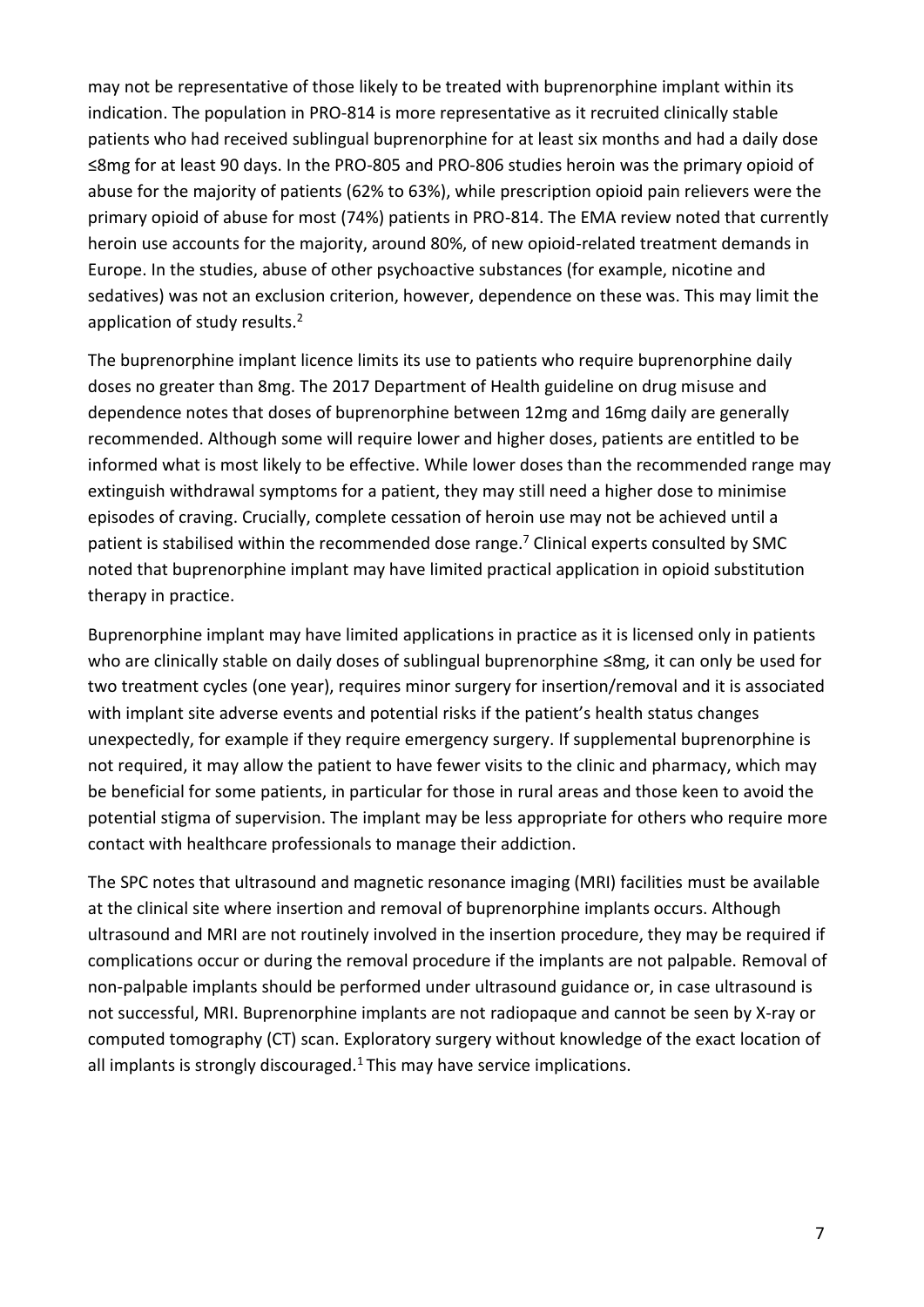may not be representative of those likely to be treated with buprenorphine implant within its indication. The population in PRO-814 is more representative as it recruited clinically stable patients who had received sublingual buprenorphine for at least six months and had a daily dose ≤8mg for at least 90 days. In the PRO-805 and PRO-806 studies heroin was the primary opioid of abuse for the majority of patients (62% to 63%), while prescription opioid pain relievers were the primary opioid of abuse for most (74%) patients in PRO-814. The EMA review noted that currently heroin use accounts for the majority, around 80%, of new opioid-related treatment demands in Europe. In the studies, abuse of other psychoactive substances (for example, nicotine and sedatives) was not an exclusion criterion, however, dependence on these was. This may limit the application of study results.[2]

The buprenorphine implant licence limits its use to patients who require buprenorphine daily doses no greater than 8mg. The 2017 Department of Health guideline on drug misuse and dependence notes that doses of buprenorphine between 12mg and 16mg daily are generally recommended. Although some will require lower and higher doses, patients are entitled to be informed what is most likely to be effective. While lower doses than the recommended range may extinguish withdrawal symptoms for a patient, they may still need a higher dose to minimise episodes of craving. Crucially, complete cessation of heroin use may not be achieved until a patient is stabilised within the recommended dose range.[7] Clinical experts consulted by SMC noted that buprenorphine implant may have limited practical application in opioid substitution therapy in practice.

Buprenorphine implant may have limited applications in practice as it is licensed only in patients who are clinically stable on daily doses of sublingual buprenorphine ≤8mg, it can only be used for two treatment cycles (one year), requires minor surgery for insertion/removal and it is associated with implant site adverse events and potential risks if the patient's health status changes unexpectedly, for example if they require emergency surgery. If supplemental buprenorphine is not required, it may allow the patient to have fewer visits to the clinic and pharmacy, which may be beneficial for some patients, in particular for those in rural areas and those keen to avoid the potential stigma of supervision. The implant may be less appropriate for others who require more contact with healthcare professionals to manage their addiction.

The SPC notes that ultrasound and magnetic resonance imaging (MRI) facilities must be available at the clinical site where insertion and removal of buprenorphine implants occurs. Although ultrasound and MRI are not routinely involved in the insertion procedure, they may be required if complications occur or during the removal procedure if the implants are not palpable. Removal of non-palpable implants should be performed under ultrasound guidance or, in case ultrasound is not successful, MRI. Buprenorphine implants are not radiopaque and cannot be seen by X-ray or computed tomography (CT) scan. Exploratory surgery without knowledge of the exact location of all implants is strongly discouraged.[1] This may have service implications.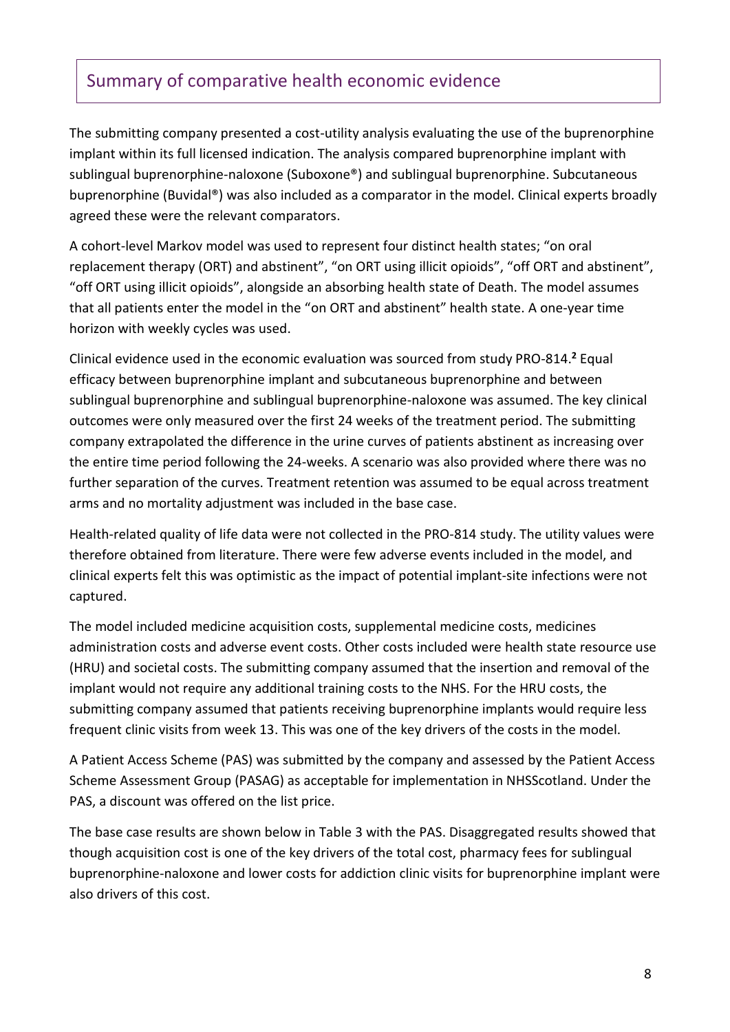## Summary of comparative health economic evidence

The submitting company presented a cost-utility analysis evaluating the use of the buprenorphine implant within its full licensed indication. The analysis compared buprenorphine implant with sublingual buprenorphine-naloxone (Suboxone®) and sublingual buprenorphine. Subcutaneous buprenorphine (Buvidal®) was also included as a comparator in the model. Clinical experts broadly agreed these were the relevant comparators.

A cohort-level Markov model was used to represent four distinct health states; "on oral replacement therapy (ORT) and abstinent", "on ORT using illicit opioids", "off ORT and abstinent", "off ORT using illicit opioids", alongside an absorbing health state of Death. The model assumes that all patients enter the model in the "on ORT and abstinent" health state. A one-year time horizon with weekly cycles was used.

Clinical evidence used in the economic evaluation was sourced from study PRO-814.[2] Equal efficacy between buprenorphine implant and subcutaneous buprenorphine and between sublingual buprenorphine and sublingual buprenorphine-naloxone was assumed. The key clinical outcomes were only measured over the first 24 weeks of the treatment period. The submitting company extrapolated the difference in the urine curves of patients abstinent as increasing over the entire time period following the 24-weeks. A scenario was also provided where there was no further separation of the curves. Treatment retention was assumed to be equal across treatment arms and no mortality adjustment was included in the base case.

Health-related quality of life data were not collected in the PRO-814 study. The utility values were therefore obtained from literature. There were few adverse events included in the model, and clinical experts felt this was optimistic as the impact of potential implant-site infections were not captured.

The model included medicine acquisition costs, supplemental medicine costs, medicines administration costs and adverse event costs. Other costs included were health state resource use (HRU) and societal costs. The submitting company assumed that the insertion and removal of the implant would not require any additional training costs to the NHS. For the HRU costs, the submitting company assumed that patients receiving buprenorphine implants would require less frequent clinic visits from week 13. This was one of the key drivers of the costs in the model.

A Patient Access Scheme (PAS) was submitted by the company and assessed by the Patient Access Scheme Assessment Group (PASAG) as acceptable for implementation in NHSScotland. Under the PAS, a discount was offered on the list price.

The base case results are shown below in Table 3 with the PAS. Disaggregated results showed that though acquisition cost is one of the key drivers of the total cost, pharmacy fees for sublingual buprenorphine-naloxone and lower costs for addiction clinic visits for buprenorphine implant were also drivers of this cost.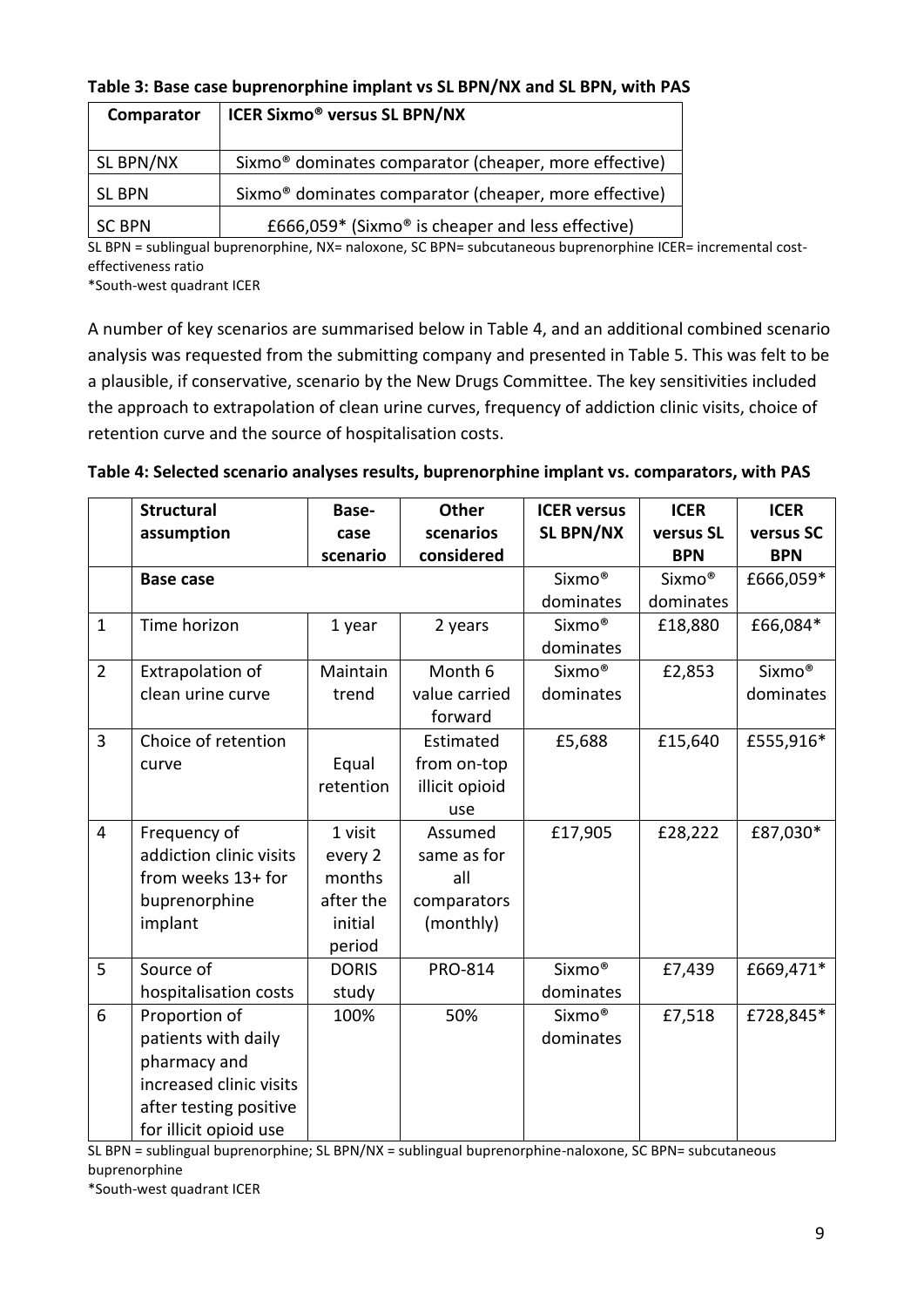**Table 3: Base case buprenorphine implant vs SL BPN/NX and SL BPN, with PAS**

| Comparator | ICER Sixmo® versus SL BPN/NX |
|---|---|
| SL BPN/NX | Sixmo® dominates comparator (cheaper, more effective) |
| SL BPN | Sixmo® dominates comparator (cheaper, more effective) |
| SC BPN | £666,059* (Sixmo® is cheaper and less effective) |

SL BPN = sublingual buprenorphine, NX= naloxone, SC BPN= subcutaneous buprenorphine ICER= incremental cost-effectiveness ratio
*South-west quadrant ICER

A number of key scenarios are summarised below in Table 4, and an additional combined scenario analysis was requested from the submitting company and presented in Table 5. This was felt to be a plausible, if conservative, scenario by the New Drugs Committee. The key sensitivities included the approach to extrapolation of clean urine curves, frequency of addiction clinic visits, choice of retention curve and the source of hospitalisation costs.

**Table 4: Selected scenario analyses results, buprenorphine implant vs. comparators, with PAS**

| | Structural assumption | Base-case scenario | Other scenarios considered | ICER versus SL BPN/NX | ICER versus SL BPN | ICER versus SC BPN |
|---|---|---|---|---|---|---|
| | **Base case** | | | Sixmo® dominates | Sixmo® dominates | £666,059* |
| 1 | Time horizon | 1 year | 2 years | Sixmo® dominates | £18,880 | £66,084* |
| 2 | Extrapolation of clean urine curve | Maintain trend | Month 6 value carried forward | Sixmo® dominates | £2,853 | Sixmo® dominates |
| 3 | Choice of retention curve | Equal retention | Estimated from on-top illicit opioid use | £5,688 | £15,640 | £555,916* |
| 4 | Frequency of addiction clinic visits from weeks 13+ for buprenorphine implant | 1 visit every 2 months after the initial period | Assumed same as for all comparators (monthly) | £17,905 | £28,222 | £87,030* |
| 5 | Source of hospitalisation costs | DORIS study | PRO-814 | Sixmo® dominates | £7,439 | £669,471* |
| 6 | Proportion of patients with daily pharmacy and increased clinic visits after testing positive for illicit opioid use | 100% | 50% | Sixmo® dominates | £7,518 | £728,845* |

SL BPN = sublingual buprenorphine; SL BPN/NX = sublingual buprenorphine-naloxone, SC BPN= subcutaneous buprenorphine
*South-west quadrant ICER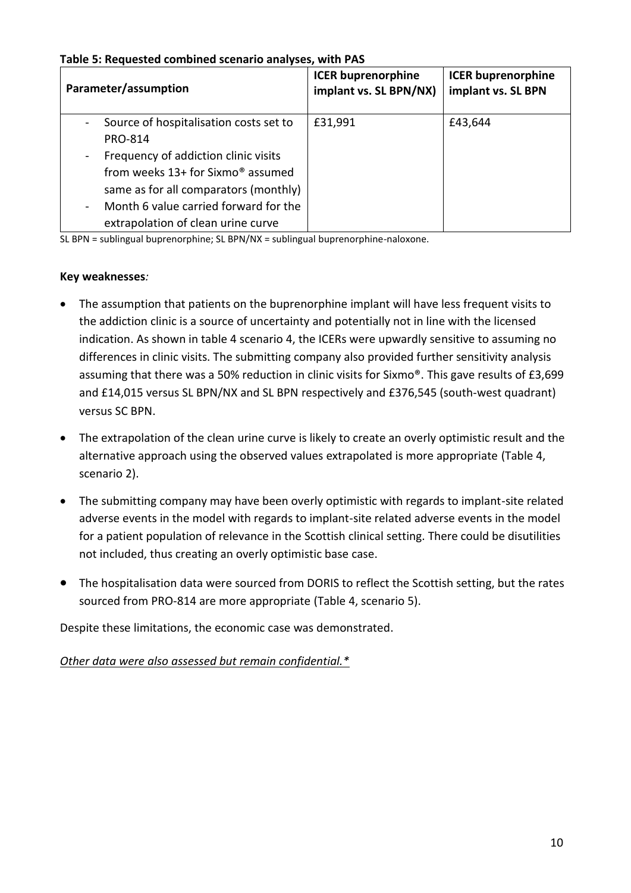**Table 5: Requested combined scenario analyses, with PAS**

| Parameter/assumption | ICER buprenorphine implant vs. SL BPN/NX) | ICER buprenorphine implant vs. SL BPN |
|---|---|---|
| - Source of hospitalisation costs set to PRO-814<br>- Frequency of addiction clinic visits from weeks 13+ for Sixmo® assumed same as for all comparators (monthly)<br>- Month 6 value carried forward for the extrapolation of clean urine curve | £31,991 | £43,644 |

SL BPN = sublingual buprenorphine; SL BPN/NX = sublingual buprenorphine-naloxone.

**Key weaknesses***:*

- The assumption that patients on the buprenorphine implant will have less frequent visits to the addiction clinic is a source of uncertainty and potentially not in line with the licensed indication. As shown in table 4 scenario 4, the ICERs were upwardly sensitive to assuming no differences in clinic visits. The submitting company also provided further sensitivity analysis assuming that there was a 50% reduction in clinic visits for Sixmo®. This gave results of £3,699 and £14,015 versus SL BPN/NX and SL BPN respectively and £376,545 (south-west quadrant) versus SC BPN.
- The extrapolation of the clean urine curve is likely to create an overly optimistic result and the alternative approach using the observed values extrapolated is more appropriate (Table 4, scenario 2).
- The submitting company may have been overly optimistic with regards to implant-site related adverse events in the model with regards to implant-site related adverse events in the model for a patient population of relevance in the Scottish clinical setting. There could be disutilities not included, thus creating an overly optimistic base case.
- The hospitalisation data were sourced from DORIS to reflect the Scottish setting, but the rates sourced from PRO-814 are more appropriate (Table 4, scenario 5).

Despite these limitations, the economic case was demonstrated.

*Other data were also assessed but remain confidential.**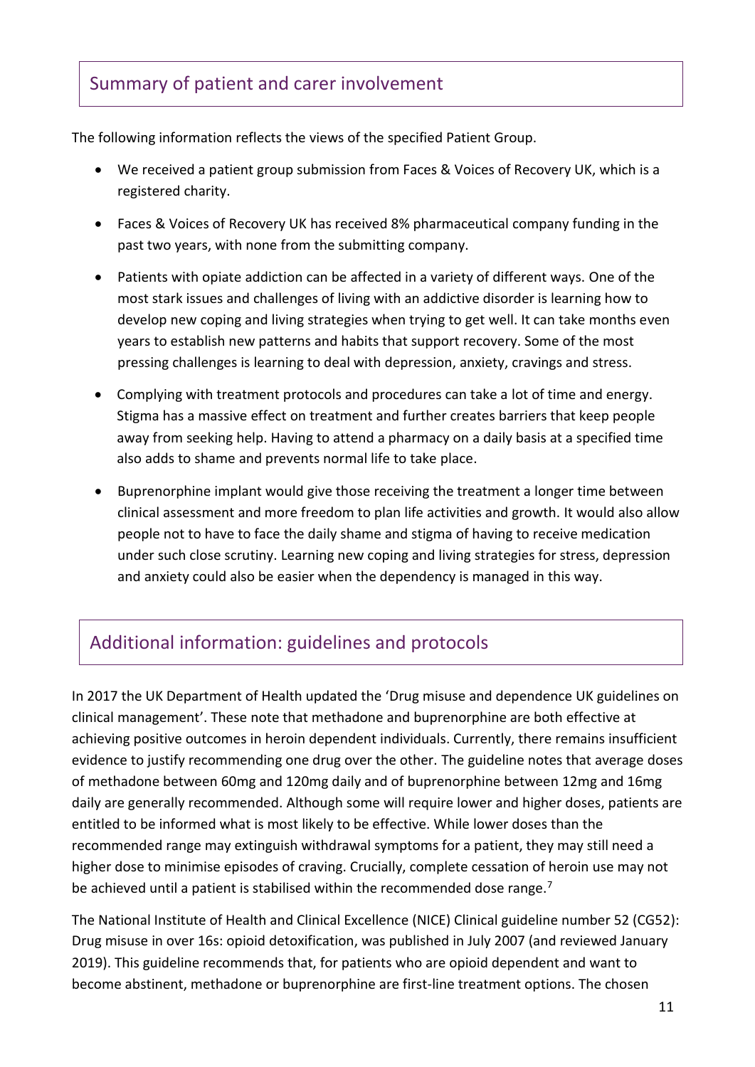## Summary of patient and carer involvement

The following information reflects the views of the specified Patient Group.

- We received a patient group submission from Faces & Voices of Recovery UK, which is a registered charity.
- Faces & Voices of Recovery UK has received 8% pharmaceutical company funding in the past two years, with none from the submitting company.
- Patients with opiate addiction can be affected in a variety of different ways. One of the most stark issues and challenges of living with an addictive disorder is learning how to develop new coping and living strategies when trying to get well. It can take months even years to establish new patterns and habits that support recovery. Some of the most pressing challenges is learning to deal with depression, anxiety, cravings and stress.
- Complying with treatment protocols and procedures can take a lot of time and energy. Stigma has a massive effect on treatment and further creates barriers that keep people away from seeking help. Having to attend a pharmacy on a daily basis at a specified time also adds to shame and prevents normal life to take place.
- Buprenorphine implant would give those receiving the treatment a longer time between clinical assessment and more freedom to plan life activities and growth. It would also allow people not to have to face the daily shame and stigma of having to receive medication under such close scrutiny. Learning new coping and living strategies for stress, depression and anxiety could also be easier when the dependency is managed in this way.

## Additional information: guidelines and protocols

In 2017 the UK Department of Health updated the 'Drug misuse and dependence UK guidelines on clinical management'. These note that methadone and buprenorphine are both effective at achieving positive outcomes in heroin dependent individuals. Currently, there remains insufficient evidence to justify recommending one drug over the other. The guideline notes that average doses of methadone between 60mg and 120mg daily and of buprenorphine between 12mg and 16mg daily are generally recommended. Although some will require lower and higher doses, patients are entitled to be informed what is most likely to be effective. While lower doses than the recommended range may extinguish withdrawal symptoms for a patient, they may still need a higher dose to minimise episodes of craving. Crucially, complete cessation of heroin use may not be achieved until a patient is stabilised within the recommended dose range.[7]

The National Institute of Health and Clinical Excellence (NICE) Clinical guideline number 52 (CG52): Drug misuse in over 16s: opioid detoxification, was published in July 2007 (and reviewed January 2019). This guideline recommends that, for patients who are opioid dependent and want to become abstinent, methadone or buprenorphine are first-line treatment options. The chosen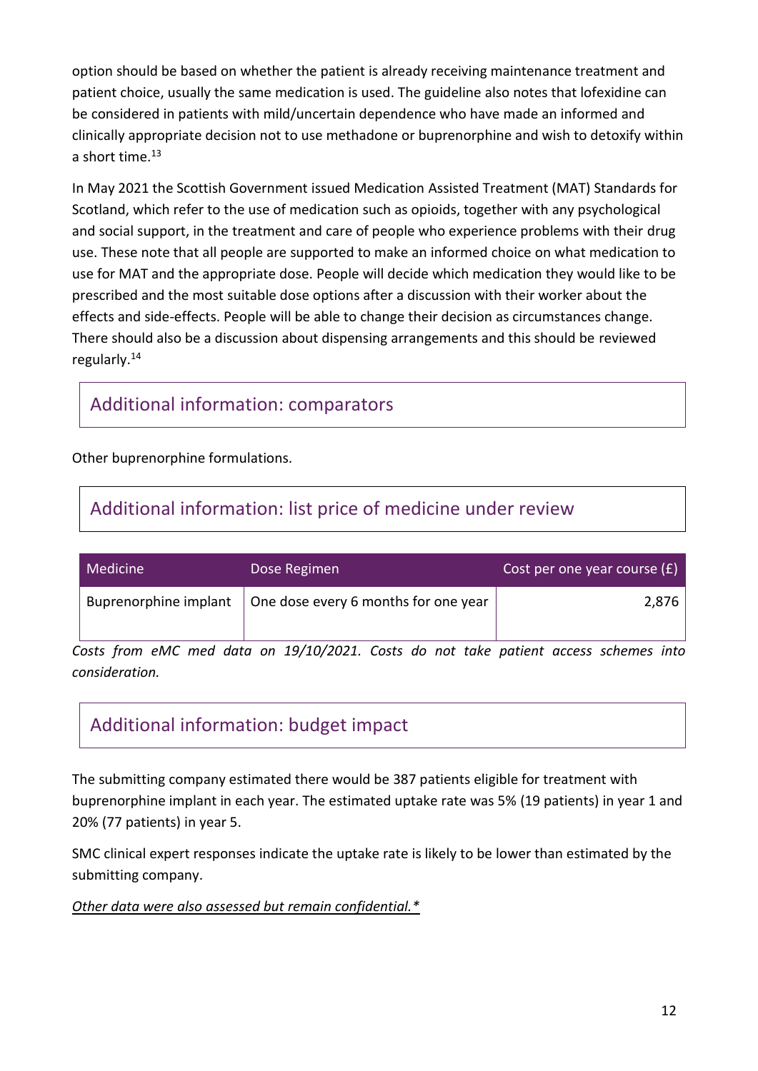option should be based on whether the patient is already receiving maintenance treatment and patient choice, usually the same medication is used. The guideline also notes that lofexidine can be considered in patients with mild/uncertain dependence who have made an informed and clinically appropriate decision not to use methadone or buprenorphine and wish to detoxify within a short time.[13]

In May 2021 the Scottish Government issued Medication Assisted Treatment (MAT) Standards for Scotland, which refer to the use of medication such as opioids, together with any psychological and social support, in the treatment and care of people who experience problems with their drug use. These note that all people are supported to make an informed choice on what medication to use for MAT and the appropriate dose. People will decide which medication they would like to be prescribed and the most suitable dose options after a discussion with their worker about the effects and side-effects. People will be able to change their decision as circumstances change. There should also be a discussion about dispensing arrangements and this should be reviewed regularly.[14]

## Additional information: comparators

Other buprenorphine formulations.

## Additional information: list price of medicine under review

| Medicine | Dose Regimen | Cost per one year course (£) |
|---|---|---|
| Buprenorphine implant | One dose every 6 months for one year | 2,876 |

*Costs from eMC med data on 19/10/2021. Costs do not take patient access schemes into consideration.*

## Additional information: budget impact

The submitting company estimated there would be 387 patients eligible for treatment with buprenorphine implant in each year. The estimated uptake rate was 5% (19 patients) in year 1 and 20% (77 patients) in year 5.

SMC clinical expert responses indicate the uptake rate is likely to be lower than estimated by the submitting company.

*Other data were also assessed but remain confidential.**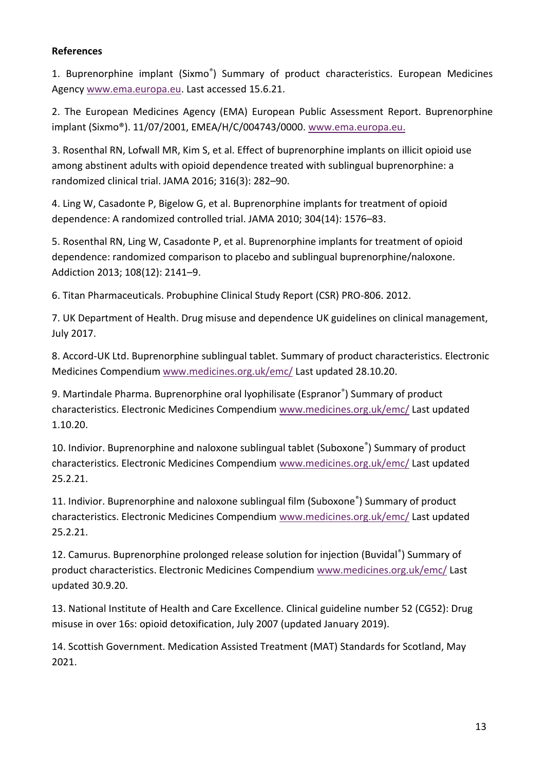**References**

1. Buprenorphine implant (Sixmo®) Summary of product characteristics. European Medicines Agency www.ema.europa.eu. Last accessed 15.6.21.

2. The European Medicines Agency (EMA) European Public Assessment Report. Buprenorphine implant (Sixmo®). 11/07/2001, EMEA/H/C/004743/0000. www.ema.europa.eu.

3. Rosenthal RN, Lofwall MR, Kim S, et al. Effect of buprenorphine implants on illicit opioid use among abstinent adults with opioid dependence treated with sublingual buprenorphine: a randomized clinical trial. JAMA 2016; 316(3): 282–90.

4. Ling W, Casadonte P, Bigelow G, et al. Buprenorphine implants for treatment of opioid dependence: A randomized controlled trial. JAMA 2010; 304(14): 1576–83.

5. Rosenthal RN, Ling W, Casadonte P, et al. Buprenorphine implants for treatment of opioid dependence: randomized comparison to placebo and sublingual buprenorphine/naloxone. Addiction 2013; 108(12): 2141–9.

6. Titan Pharmaceuticals. Probuphine Clinical Study Report (CSR) PRO-806. 2012.

7. UK Department of Health. Drug misuse and dependence UK guidelines on clinical management, July 2017.

8. Accord-UK Ltd. Buprenorphine sublingual tablet. Summary of product characteristics. Electronic Medicines Compendium www.medicines.org.uk/emc/ Last updated 28.10.20.

9. Martindale Pharma. Buprenorphine oral lyophilisate (Espranor®) Summary of product characteristics. Electronic Medicines Compendium www.medicines.org.uk/emc/ Last updated 1.10.20.

10. Indivior. Buprenorphine and naloxone sublingual tablet (Suboxone®) Summary of product characteristics. Electronic Medicines Compendium www.medicines.org.uk/emc/ Last updated 25.2.21.

11. Indivior. Buprenorphine and naloxone sublingual film (Suboxone®) Summary of product characteristics. Electronic Medicines Compendium www.medicines.org.uk/emc/ Last updated 25.2.21.

12. Camurus. Buprenorphine prolonged release solution for injection (Buvidal®) Summary of product characteristics. Electronic Medicines Compendium www.medicines.org.uk/emc/ Last updated 30.9.20.

13. National Institute of Health and Care Excellence. Clinical guideline number 52 (CG52): Drug misuse in over 16s: opioid detoxification, July 2007 (updated January 2019).

14. Scottish Government. Medication Assisted Treatment (MAT) Standards for Scotland, May 2021.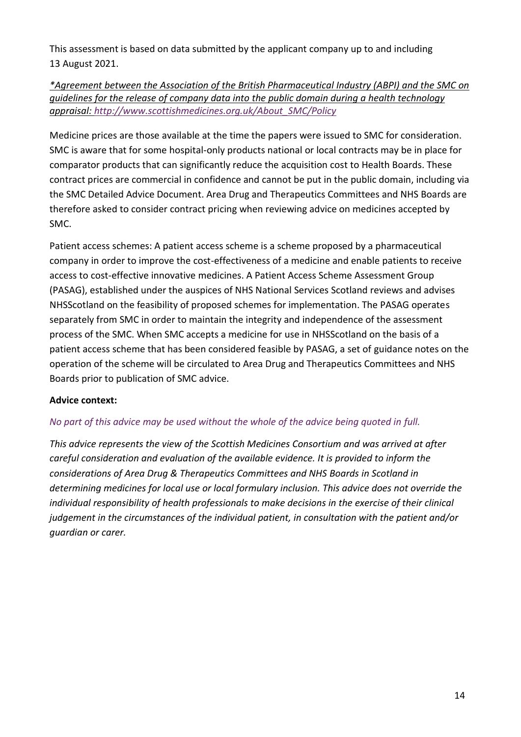This assessment is based on data submitted by the applicant company up to and including 13 August 2021.

*Agreement between the Association of the British Pharmaceutical Industry (ABPI) and the SMC on guidelines for the release of company data into the public domain during a health technology appraisal: http://www.scottishmedicines.org.uk/About_SMC/Policy*

Medicine prices are those available at the time the papers were issued to SMC for consideration. SMC is aware that for some hospital-only products national or local contracts may be in place for comparator products that can significantly reduce the acquisition cost to Health Boards. These contract prices are commercial in confidence and cannot be put in the public domain, including via the SMC Detailed Advice Document. Area Drug and Therapeutics Committees and NHS Boards are therefore asked to consider contract pricing when reviewing advice on medicines accepted by SMC.

Patient access schemes: A patient access scheme is a scheme proposed by a pharmaceutical company in order to improve the cost-effectiveness of a medicine and enable patients to receive access to cost-effective innovative medicines. A Patient Access Scheme Assessment Group (PASAG), established under the auspices of NHS National Services Scotland reviews and advises NHSScotland on the feasibility of proposed schemes for implementation. The PASAG operates separately from SMC in order to maintain the integrity and independence of the assessment process of the SMC. When SMC accepts a medicine for use in NHSScotland on the basis of a patient access scheme that has been considered feasible by PASAG, a set of guidance notes on the operation of the scheme will be circulated to Area Drug and Therapeutics Committees and NHS Boards prior to publication of SMC advice.

**Advice context:**

*No part of this advice may be used without the whole of the advice being quoted in full.*

*This advice represents the view of the Scottish Medicines Consortium and was arrived at after careful consideration and evaluation of the available evidence. It is provided to inform the considerations of Area Drug & Therapeutics Committees and NHS Boards in Scotland in determining medicines for local use or local formulary inclusion. This advice does not override the individual responsibility of health professionals to make decisions in the exercise of their clinical judgement in the circumstances of the individual patient, in consultation with the patient and/or guardian or carer.*